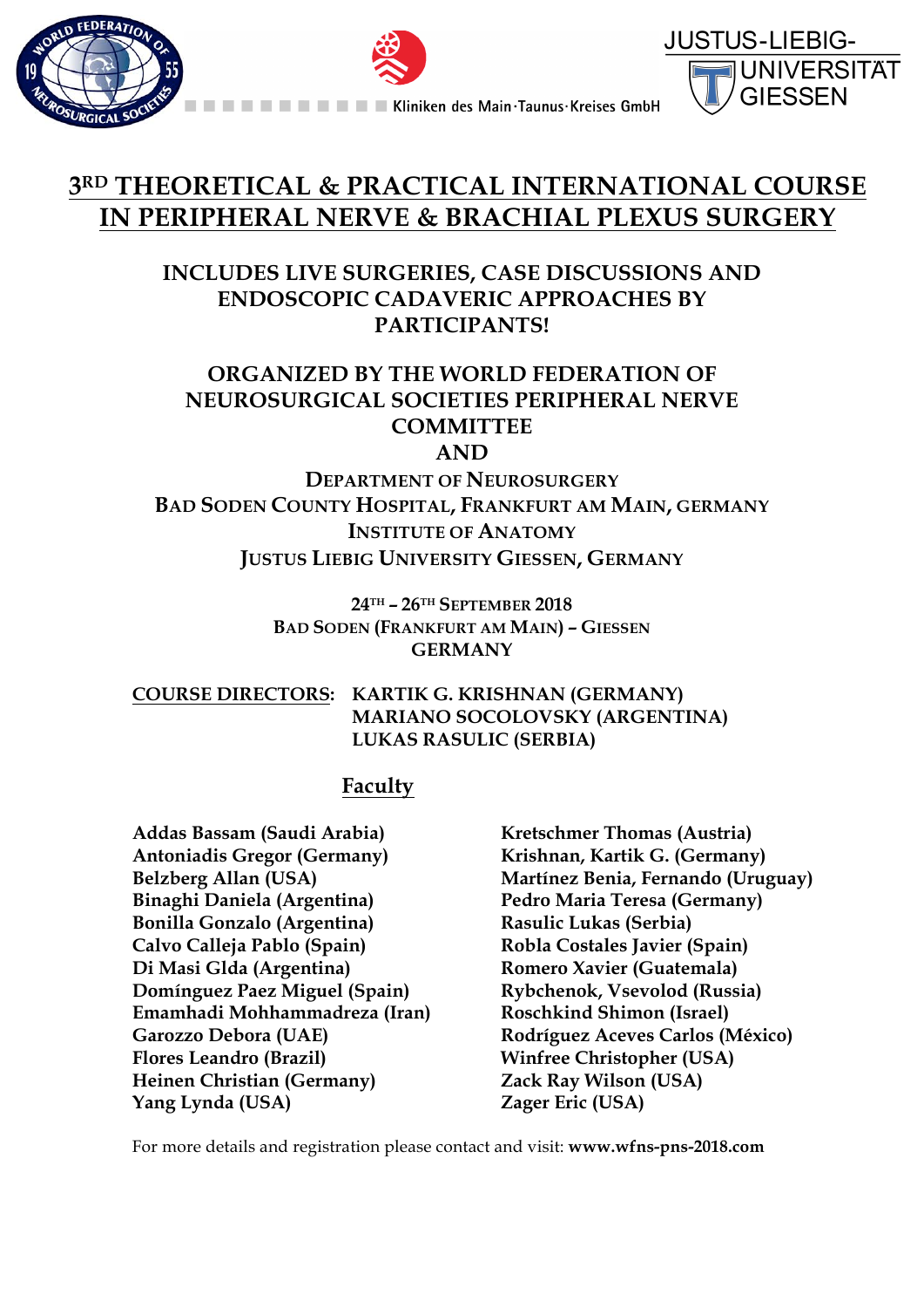JUSTUS-LIEBIG-UNIVERSITÄT GIESSEN

Kliniken des Main·Taunus·Kreises GmbH

# 3RD THEORETICAL & PRACTICAL INTERNATIONAL COURSE IN PERIPHERAL NERVE & BRACHIAL PLEXUS SURGERY

## INCLUDES LIVE SURGERIES, CASE DISCUSSIONS AND ENDOSCOPIC CADAVERIC APPROACHES BY PARTICIPANTS!

## ORGANIZED BY THE WORLD FEDERATION OF NEUROSURGICAL SOCIETIES PERIPHERAL NERVE COMMITTEE AND

**DEPARTMENT OF NEUROSURGERY**
**BAD SODEN COUNTY HOSPITAL, FRANKFURT AM MAIN, GERMANY**
**INSTITUTE OF ANATOMY**
**JUSTUS LIEBIG UNIVERSITY GIESSEN, GERMANY**

**24TH – 26TH SEPTEMBER 2018**
**BAD SODEN (FRANKFURT AM MAIN) – GIESSEN**
**GERMANY**

**COURSE DIRECTORS:** **KARTIK G. KRISHNAN (GERMANY)**
**MARIANO SOCOLOVSKY (ARGENTINA)**
**LUKAS RASULIC (SERBIA)**

## Faculty

**Addas Bassam (Saudi Arabia)**
**Antoniadis Gregor (Germany)**
**Belzberg Allan (USA)**
**Binaghi Daniela (Argentina)**
**Bonilla Gonzalo (Argentina)**
**Calvo Calleja Pablo (Spain)**
**Di Masi Glda (Argentina)**
**Domínguez Paez Miguel (Spain)**
**Emamhadi Mohhammadreza (Iran)**
**Garozzo Debora (UAE)**
**Flores Leandro (Brazil)**
**Heinen Christian (Germany)**
**Yang Lynda (USA)**
**Kretschmer Thomas (Austria)**
**Krishnan, Kartik G. (Germany)**
**Martínez Benia, Fernando (Uruguay)**
**Pedro Maria Teresa (Germany)**
**Rasulic Lukas (Serbia)**
**Robla Costales Javier (Spain)**
**Romero Xavier (Guatemala)**
**Rybchenok, Vsevolod (Russia)**
**Roschkind Shimon (Israel)**
**Rodríguez Aceves Carlos (México)**
**Winfree Christopher (USA)**
**Zack Ray Wilson (USA)**
**Zager Eric (USA)**

For more details and registration please contact and visit: **www.wfns-pns-2018.com**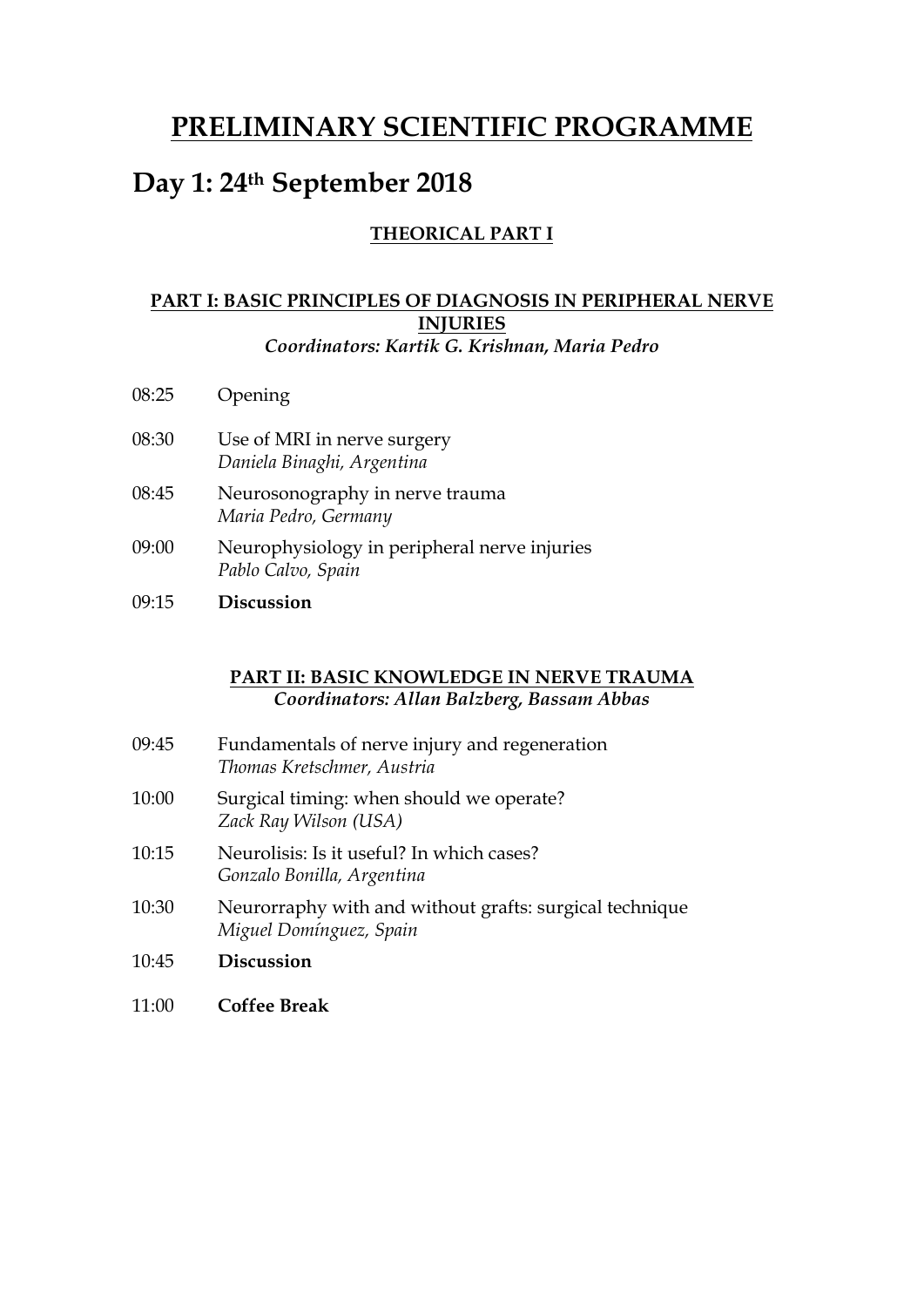# PRELIMINARY SCIENTIFIC PROGRAMME

## Day 1: 24th September 2018

### THEORICAL PART I

### PART I: BASIC PRINCIPLES OF DIAGNOSIS IN PERIPHERAL NERVE INJURIES

***Coordinators: Kartik G. Krishnan, Maria Pedro***

08:25 Opening

08:30 Use of MRI in nerve surgery
*Daniela Binaghi, Argentina*

08:45 Neurosonography in nerve trauma
*Maria Pedro, Germany*

09:00 Neurophysiology in peripheral nerve injuries
*Pablo Calvo, Spain*

09:15 **Discussion**

### PART II: BASIC KNOWLEDGE IN NERVE TRAUMA

***Coordinators: Allan Balzberg, Bassam Abbas***

09:45 Fundamentals of nerve injury and regeneration
*Thomas Kretschmer, Austria*

10:00 Surgical timing: when should we operate?
*Zack Ray Wilson (USA)*

10:15 Neurolisis: Is it useful? In which cases?
*Gonzalo Bonilla, Argentina*

10:30 Neurorraphy with and without grafts: surgical technique
*Miguel Domínguez, Spain*

10:45 **Discussion**

11:00 **Coffee Break**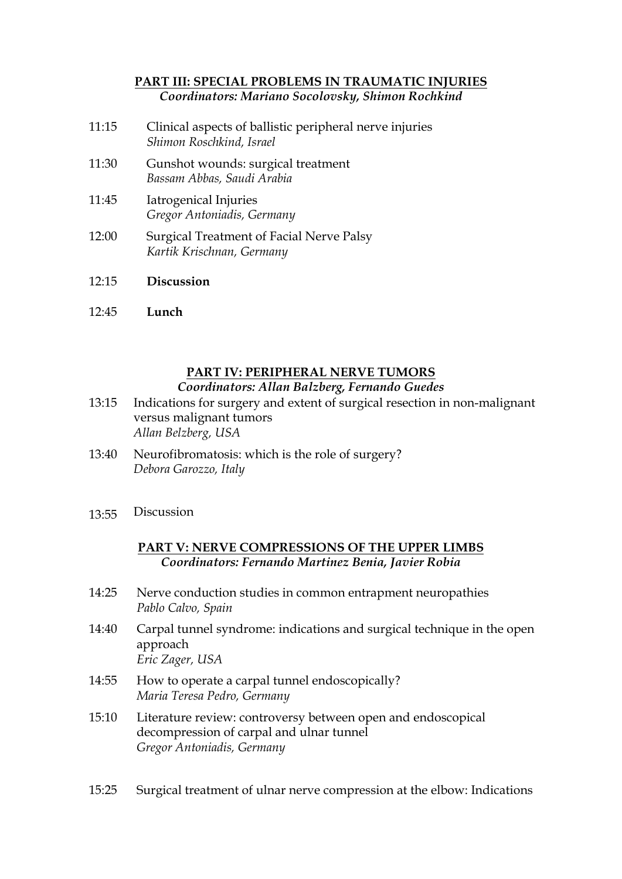## PART III: SPECIAL PROBLEMS IN TRAUMATIC INJURIES

***Coordinators: Mariano Socolovsky, Shimon Rochkind***

11:15 Clinical aspects of ballistic peripheral nerve injuries
*Shimon Roschkind, Israel*

11:30 Gunshot wounds: surgical treatment
*Bassam Abbas, Saudi Arabia*

11:45 Iatrogenical Injuries
*Gregor Antoniadis, Germany*

12:00 Surgical Treatment of Facial Nerve Palsy
*Kartik Krischnan, Germany*

12:15 **Discussion**

12:45 **Lunch**

## PART IV: PERIPHERAL NERVE TUMORS

***Coordinators: Allan Balzberg, Fernando Guedes***

13:15 Indications for surgery and extent of surgical resection in non-malignant versus malignant tumors
*Allan Belzberg, USA*

13:40 Neurofibromatosis: which is the role of surgery?
*Debora Garozzo, Italy*

13:55 Discussion

## PART V: NERVE COMPRESSIONS OF THE UPPER LIMBS

***Coordinators: Fernando Martinez Benia, Javier Robia***

14:25 Nerve conduction studies in common entrapment neuropathies
*Pablo Calvo, Spain*

14:40 Carpal tunnel syndrome: indications and surgical technique in the open approach
*Eric Zager, USA*

14:55 How to operate a carpal tunnel endoscopically?
*Maria Teresa Pedro, Germany*

15:10 Literature review: controversy between open and endoscopical decompression of carpal and ulnar tunnel
*Gregor Antoniadis, Germany*

15:25 Surgical treatment of ulnar nerve compression at the elbow: Indications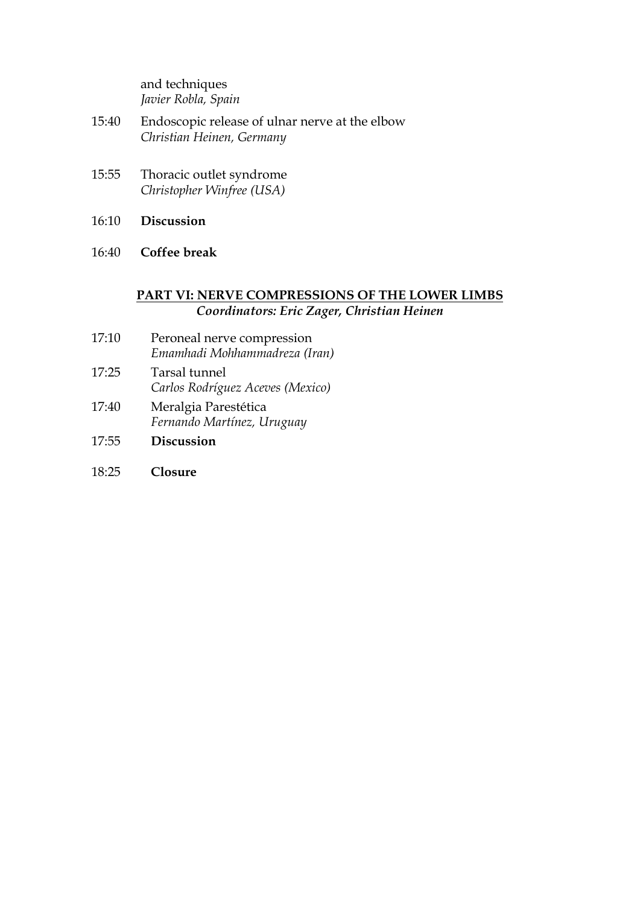and techniques
*Javier Robla, Spain*

15:40 Endoscopic release of ulnar nerve at the elbow
*Christian Heinen, Germany*

15:55 Thoracic outlet syndrome
*Christopher Winfree (USA)*

16:10 **Discussion**

16:40 **Coffee break**

## PART VI: NERVE COMPRESSIONS OF THE LOWER LIMBS

***Coordinators: Eric Zager, Christian Heinen***

17:10 Peroneal nerve compression
*Emamhadi Mohhammadreza (Iran)*

17:25 Tarsal tunnel
*Carlos Rodríguez Aceves (Mexico)*

17:40 Meralgia Parestética
*Fernando Martínez, Uruguay*

17:55 **Discussion**

18:25 **Closure**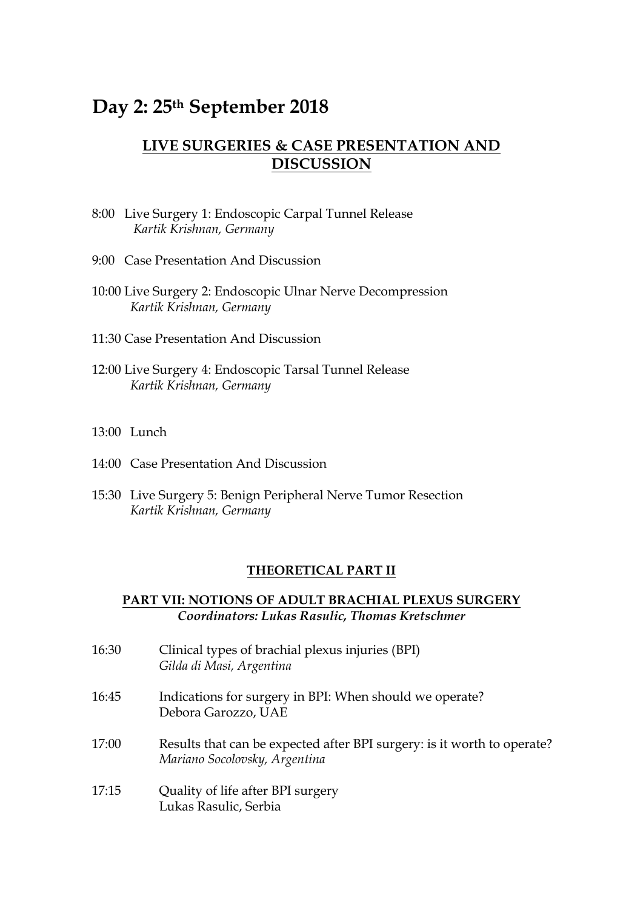# Day 2: 25th September 2018

## LIVE SURGERIES & CASE PRESENTATION AND DISCUSSION

8:00 Live Surgery 1: Endoscopic Carpal Tunnel Release
*Kartik Krishnan, Germany*

9:00 Case Presentation And Discussion

10:00 Live Surgery 2: Endoscopic Ulnar Nerve Decompression
*Kartik Krishnan, Germany*

11:30 Case Presentation And Discussion

12:00 Live Surgery 4: Endoscopic Tarsal Tunnel Release
*Kartik Krishnan, Germany*

13:00 Lunch

14:00 Case Presentation And Discussion

15:30 Live Surgery 5: Benign Peripheral Nerve Tumor Resection
*Kartik Krishnan, Germany*

## THEORETICAL PART II

### PART VII: NOTIONS OF ADULT BRACHIAL PLEXUS SURGERY

***Coordinators: Lukas Rasulic, Thomas Kretschmer***

16:30 Clinical types of brachial plexus injuries (BPI)
*Gilda di Masi, Argentina*

16:45 Indications for surgery in BPI: When should we operate?
Debora Garozzo, UAE

17:00 Results that can be expected after BPI surgery: is it worth to operate?
*Mariano Socolovsky, Argentina*

17:15 Quality of life after BPI surgery
Lukas Rasulic, Serbia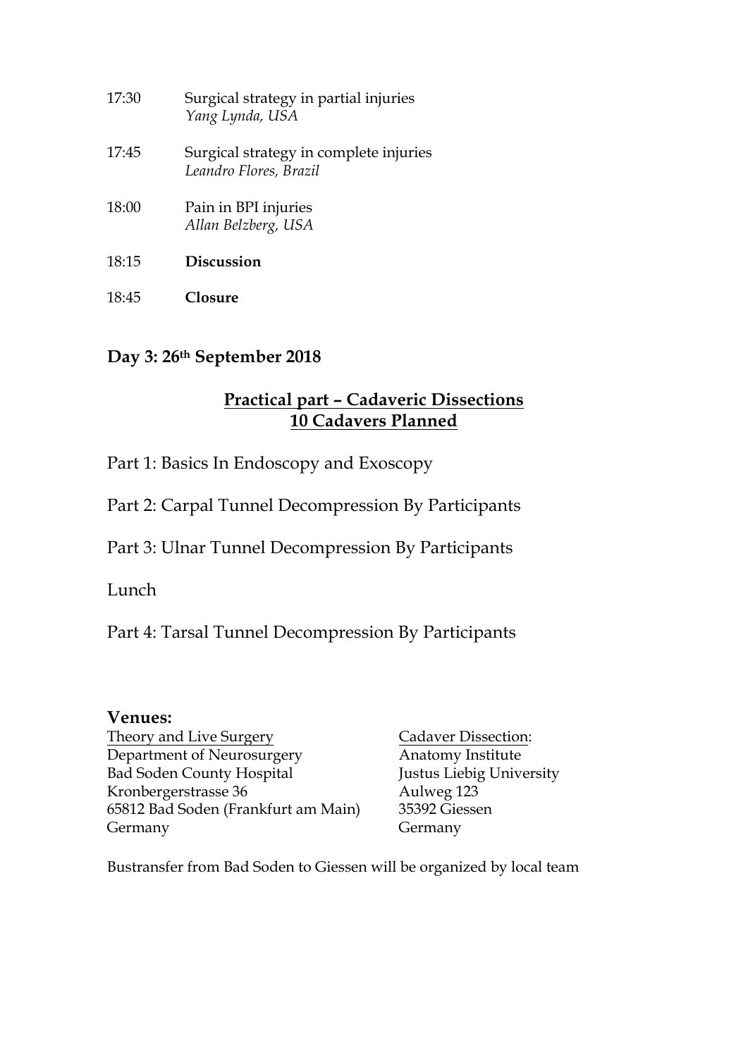17:30 Surgical strategy in partial injuries
*Yang Lynda, USA*

17:45 Surgical strategy in complete injuries
*Leandro Flores, Brazil*

18:00 Pain in BPI injuries
*Allan Belzberg, USA*

18:15 **Discussion**

18:45 **Closure**

## Day 3: 26th September 2018

### Practical part – Cadaveric Dissections
### 10 Cadavers Planned

Part 1: Basics In Endoscopy and Exoscopy

Part 2: Carpal Tunnel Decompression By Participants

Part 3: Ulnar Tunnel Decompression By Participants

Lunch

Part 4: Tarsal Tunnel Decompression By Participants

### Venues:

Theory and Live Surgery
Department of Neurosurgery
Bad Soden County Hospital
Kronbergerstrasse 36
65812 Bad Soden (Frankfurt am Main)
Germany

Cadaver Dissection:
Anatomy Institute
Justus Liebig University
Aulweg 123
35392 Giessen
Germany

Bustransfer from Bad Soden to Giessen will be organized by local team